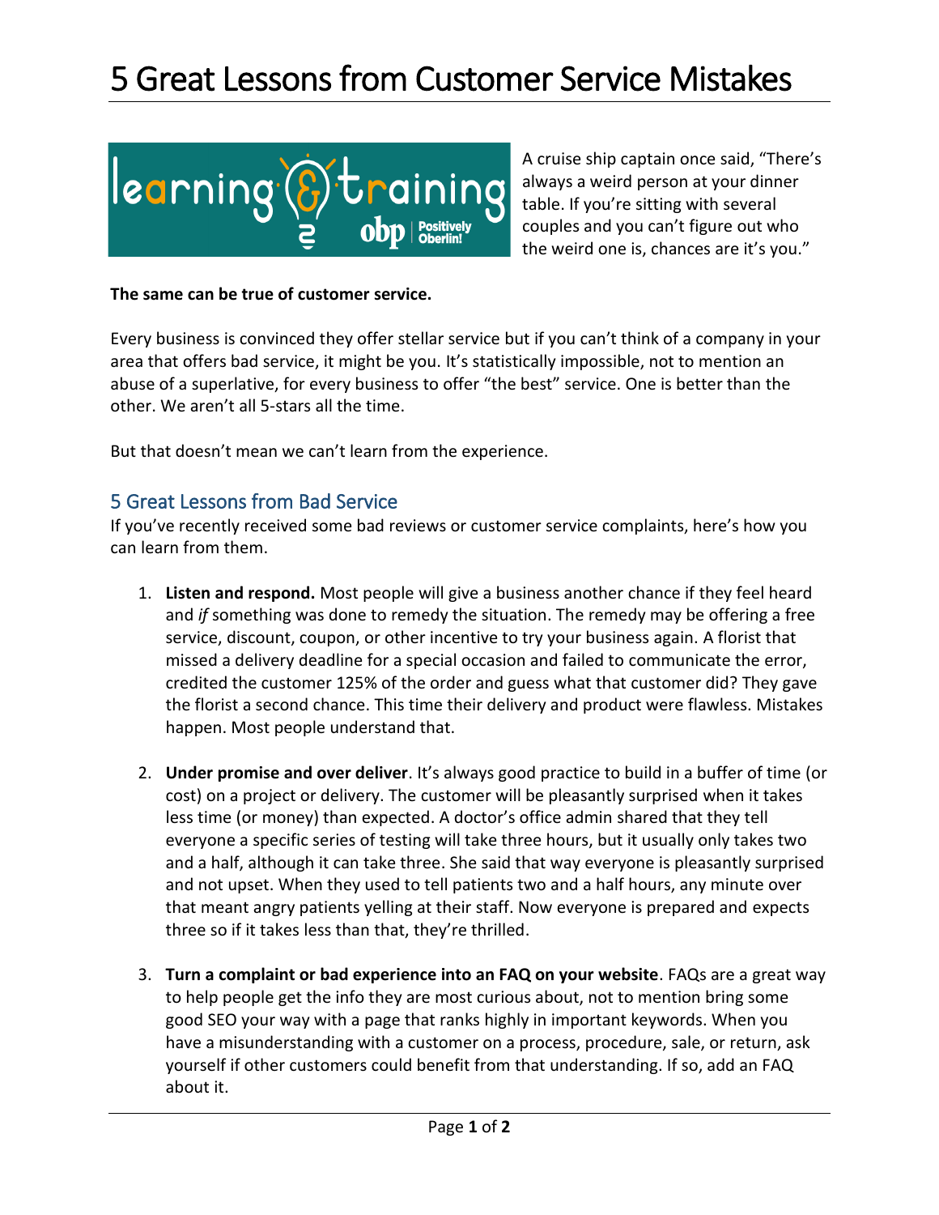# 5 Great Lessons from Customer Service Mistakes

A cruise ship captain once said, "There's always a weird person at your dinner table. If you're sitting with several couples and you can't figure out who the weird one is, chances are it's you."

**The same can be true of customer service.**

Every business is convinced they offer stellar service but if you can't think of a company in your area that offers bad service, it might be you. It's statistically impossible, not to mention an abuse of a superlative, for every business to offer "the best" service. One is better than the other. We aren't all 5-stars all the time.

But that doesn't mean we can't learn from the experience.

## 5 Great Lessons from Bad Service

If you've recently received some bad reviews or customer service complaints, here's how you can learn from them.

1. **Listen and respond.** Most people will give a business another chance if they feel heard and *if* something was done to remedy the situation. The remedy may be offering a free service, discount, coupon, or other incentive to try your business again. A florist that missed a delivery deadline for a special occasion and failed to communicate the error, credited the customer 125% of the order and guess what that customer did? They gave the florist a second chance. This time their delivery and product were flawless. Mistakes happen. Most people understand that.

2. **Under promise and over deliver**. It's always good practice to build in a buffer of time (or cost) on a project or delivery. The customer will be pleasantly surprised when it takes less time (or money) than expected. A doctor's office admin shared that they tell everyone a specific series of testing will take three hours, but it usually only takes two and a half, although it can take three. She said that way everyone is pleasantly surprised and not upset. When they used to tell patients two and a half hours, any minute over that meant angry patients yelling at their staff. Now everyone is prepared and expects three so if it takes less than that, they're thrilled.

3. **Turn a complaint or bad experience into an FAQ on your website**. FAQs are a great way to help people get the info they are most curious about, not to mention bring some good SEO your way with a page that ranks highly in important keywords. When you have a misunderstanding with a customer on a process, procedure, sale, or return, ask yourself if other customers could benefit from that understanding. If so, add an FAQ about it.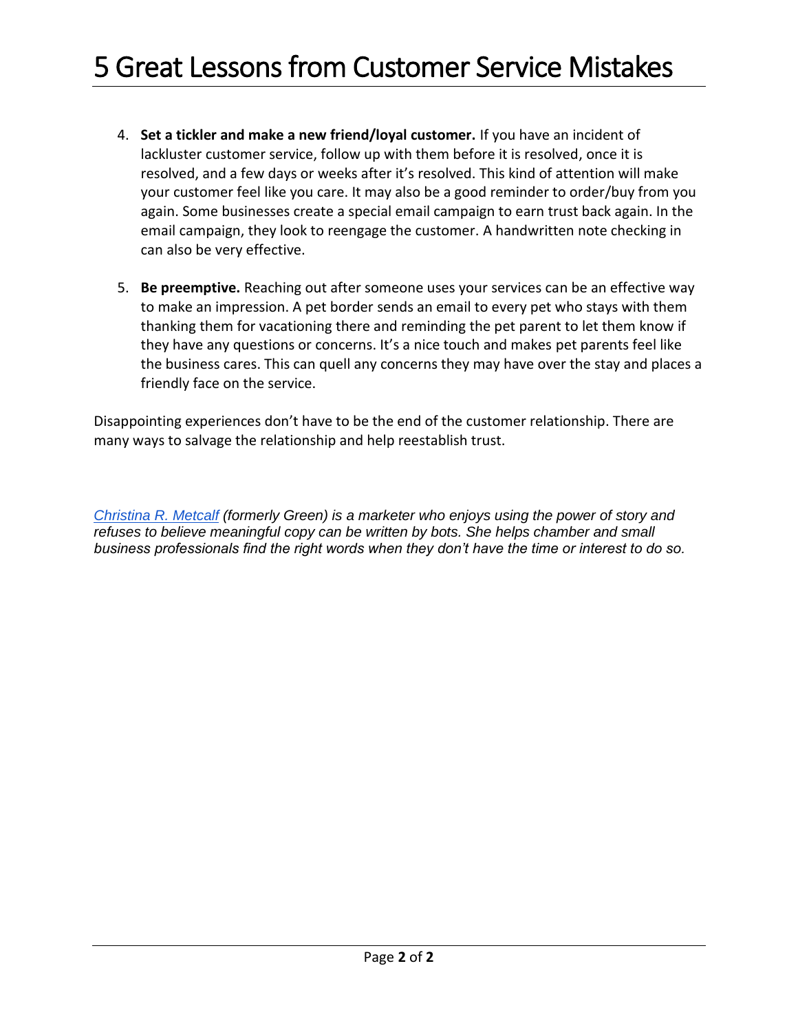4. **Set a tickler and make a new friend/loyal customer.** If you have an incident of lackluster customer service, follow up with them before it is resolved, once it is resolved, and a few days or weeks after it's resolved. This kind of attention will make your customer feel like you care. It may also be a good reminder to order/buy from you again. Some businesses create a special email campaign to earn trust back again. In the email campaign, they look to reengage the customer. A handwritten note checking in can also be very effective.

5. **Be preemptive.** Reaching out after someone uses your services can be an effective way to make an impression. A pet border sends an email to every pet who stays with them thanking them for vacationing there and reminding the pet parent to let them know if they have any questions or concerns. It's a nice touch and makes pet parents feel like the business cares. This can quell any concerns they may have over the stay and places a friendly face on the service.

Disappointing experiences don't have to be the end of the customer relationship. There are many ways to salvage the relationship and help reestablish trust.

*Christina R. Metcalf (formerly Green) is a marketer who enjoys using the power of story and refuses to believe meaningful copy can be written by bots. She helps chamber and small business professionals find the right words when they don't have the time or interest to do so.*